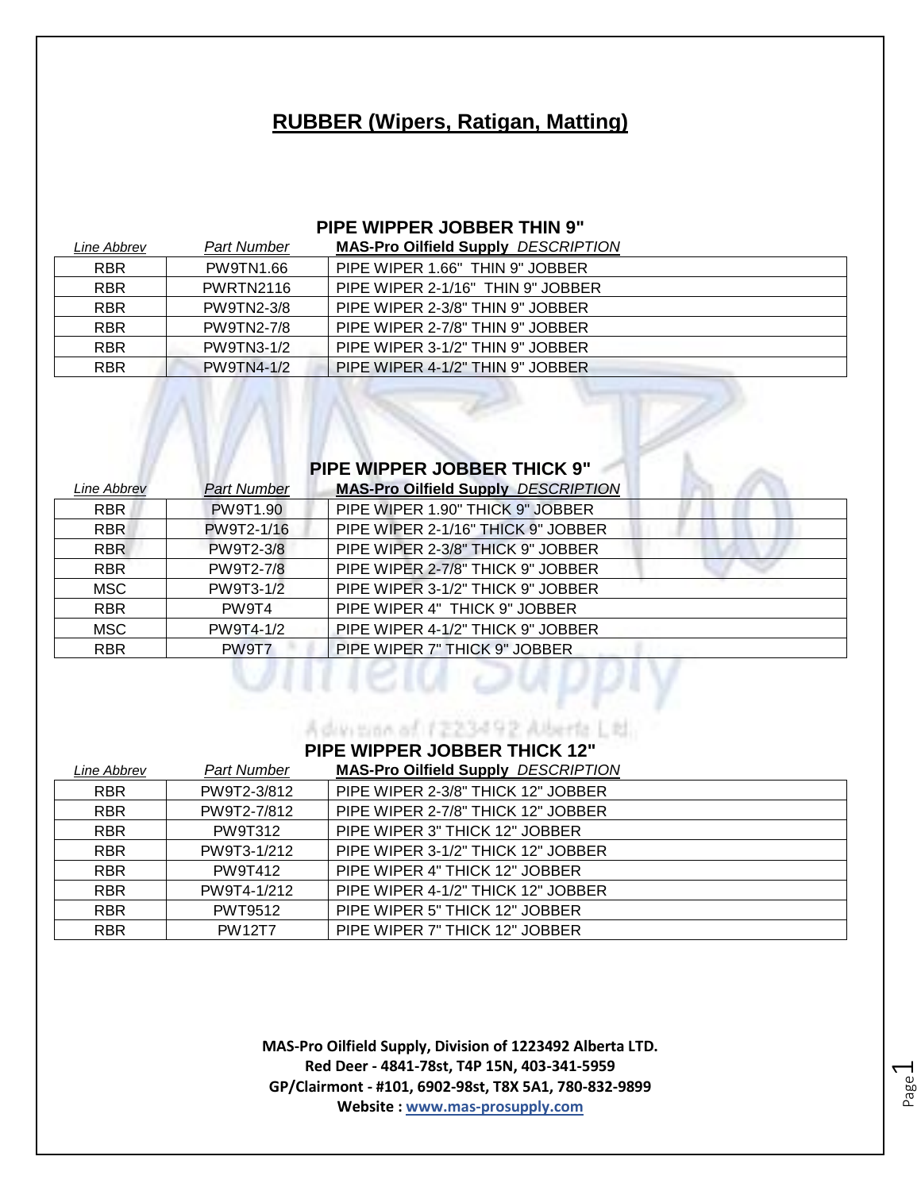# RUBBER (Wipers, Ratigan, Matting)

### PIPE WIPPER JOBBER THIN 9"

| *Line Abbrev* | *Part Number* | **MAS-Pro Oilfield Supply** *DESCRIPTION* |
|---|---|---|
| RBR | PW9TN1.66 | PIPE WIPER 1.66" THIN 9" JOBBER |
| RBR | PWRTN2116 | PIPE WIPER 2-1/16" THIN 9" JOBBER |
| RBR | PW9TN2-3/8 | PIPE WIPER 2-3/8" THIN 9" JOBBER |
| RBR | PW9TN2-7/8 | PIPE WIPER 2-7/8" THIN 9" JOBBER |
| RBR | PW9TN3-1/2 | PIPE WIPER 3-1/2" THIN 9" JOBBER |
| RBR | PW9TN4-1/2 | PIPE WIPER 4-1/2" THIN 9" JOBBER |

### PIPE WIPPER JOBBER THICK 9"

| *Line Abbrev* | *Part Number* | **MAS-Pro Oilfield Supply** *DESCRIPTION* |
|---|---|---|
| RBR | PW9T1.90 | PIPE WIPER 1.90" THICK 9" JOBBER |
| RBR | PW9T2-1/16 | PIPE WIPER 2-1/16" THICK 9" JOBBER |
| RBR | PW9T2-3/8 | PIPE WIPER 2-3/8" THICK 9" JOBBER |
| RBR | PW9T2-7/8 | PIPE WIPER 2-7/8" THICK 9" JOBBER |
| MSC | PW9T3-1/2 | PIPE WIPER 3-1/2" THICK 9" JOBBER |
| RBR | PW9T4 | PIPE WIPER 4" THICK 9" JOBBER |
| MSC | PW9T4-1/2 | PIPE WIPER 4-1/2" THICK 9" JOBBER |
| RBR | PW9T7 | PIPE WIPER 7" THICK 9" JOBBER |

### PIPE WIPPER JOBBER THICK 12"

| *Line Abbrev* | *Part Number* | **MAS-Pro Oilfield Supply** *DESCRIPTION* |
|---|---|---|
| RBR | PW9T2-3/812 | PIPE WIPER 2-3/8" THICK 12" JOBBER |
| RBR | PW9T2-7/812 | PIPE WIPER 2-7/8" THICK 12" JOBBER |
| RBR | PW9T312 | PIPE WIPER 3" THICK 12" JOBBER |
| RBR | PW9T3-1/212 | PIPE WIPER 3-1/2" THICK 12" JOBBER |
| RBR | PW9T412 | PIPE WIPER 4" THICK 12" JOBBER |
| RBR | PW9T4-1/212 | PIPE WIPER 4-1/2" THICK 12" JOBBER |
| RBR | PWT9512 | PIPE WIPER 5" THICK 12" JOBBER |
| RBR | PW12T7 | PIPE WIPER 7" THICK 12" JOBBER |

**MAS-Pro Oilfield Supply, Division of 1223492 Alberta LTD.**
**Red Deer - 4841-78st, T4P 15N, 403-341-5959**
**GP/Clairmont - #101, 6902-98st, T8X 5A1, 780-832-9899**
**Website : www.mas-prosupply.com**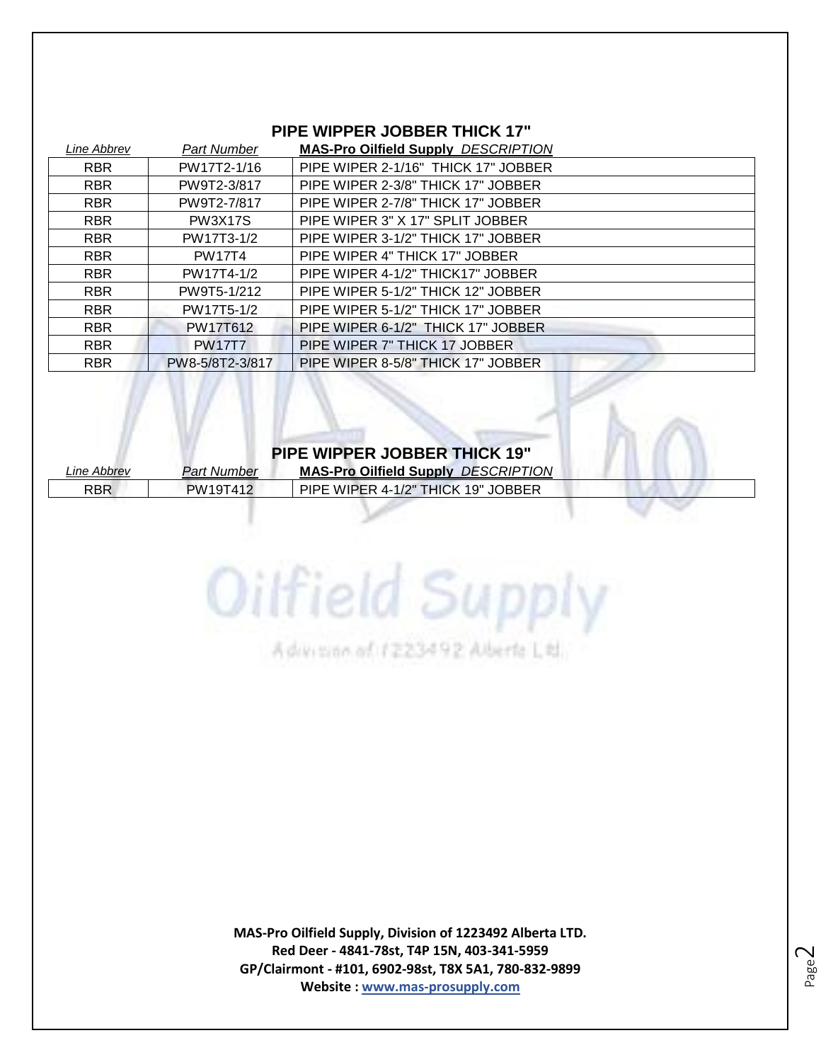## PIPE WIPPER JOBBER THICK 17"

| *Line Abbrev* | *Part Number* | **MAS-Pro Oilfield Supply** *DESCRIPTION* |
|---|---|---|
| RBR | PW17T2-1/16 | PIPE WIPER 2-1/16" THICK 17" JOBBER |
| RBR | PW9T2-3/817 | PIPE WIPER 2-3/8" THICK 17" JOBBER |
| RBR | PW9T2-7/817 | PIPE WIPER 2-7/8" THICK 17" JOBBER |
| RBR | PW3X17S | PIPE WIPER 3" X 17" SPLIT JOBBER |
| RBR | PW17T3-1/2 | PIPE WIPER 3-1/2" THICK 17" JOBBER |
| RBR | PW17T4 | PIPE WIPER 4" THICK 17" JOBBER |
| RBR | PW17T4-1/2 | PIPE WIPER 4-1/2" THICK17" JOBBER |
| RBR | PW9T5-1/212 | PIPE WIPER 5-1/2" THICK 12" JOBBER |
| RBR | PW17T5-1/2 | PIPE WIPER 5-1/2" THICK 17" JOBBER |
| RBR | PW17T612 | PIPE WIPER 6-1/2" THICK 17" JOBBER |
| RBR | PW17T7 | PIPE WIPER 7" THICK 17 JOBBER |
| RBR | PW8-5/8T2-3/817 | PIPE WIPER 8-5/8" THICK 17" JOBBER |

## PIPE WIPPER JOBBER THICK 19"

| *Line Abbrev* | *Part Number* | **MAS-Pro Oilfield Supply** *DESCRIPTION* |
|---|---|---|
| RBR | PW19T412 | PIPE WIPER 4-1/2" THICK 19" JOBBER |

**MAS-Pro Oilfield Supply, Division of 1223492 Alberta LTD.**
**Red Deer - 4841-78st, T4P 15N, 403-341-5959**
**GP/Clairmont - #101, 6902-98st, T8X 5A1, 780-832-9899**
**Website : www.mas-prosupply.com**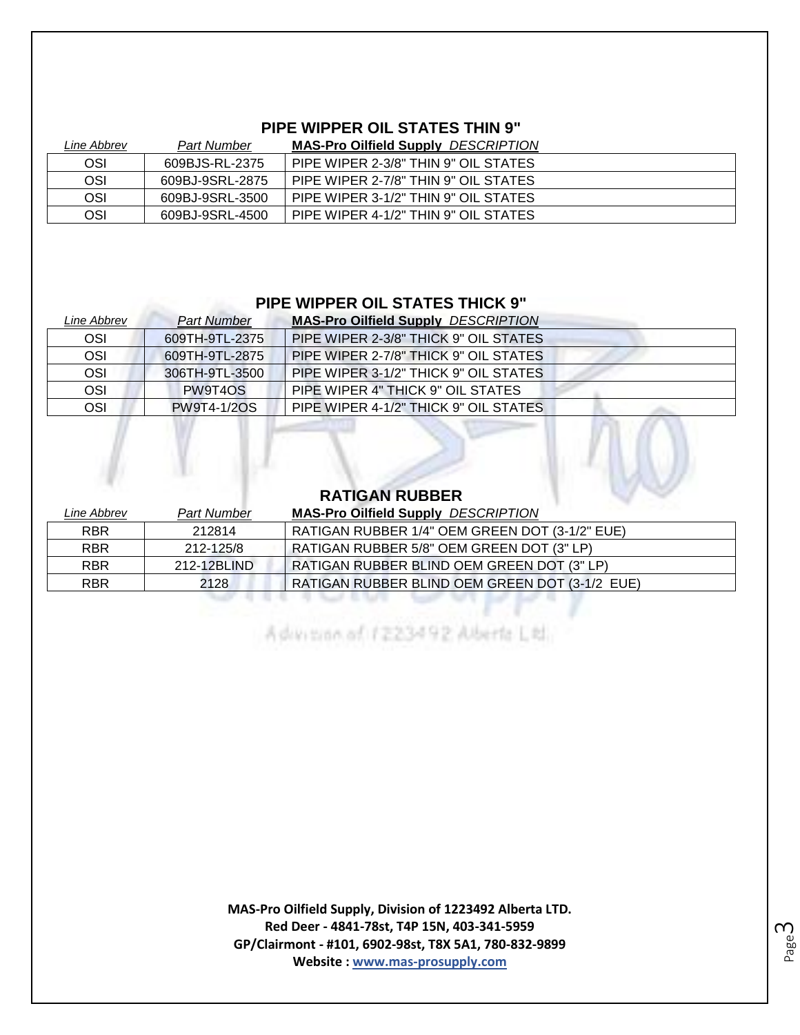## PIPE WIPPER OIL STATES THIN 9"

| *Line Abbrev* | *Part Number* | **MAS-Pro Oilfield Supply** *DESCRIPTION* |
|---|---|---|
| OSI | 609BJS-RL-2375 | PIPE WIPER 2-3/8" THIN 9" OIL STATES |
| OSI | 609BJ-9SRL-2875 | PIPE WIPER 2-7/8" THIN 9" OIL STATES |
| OSI | 609BJ-9SRL-3500 | PIPE WIPER 3-1/2" THIN 9" OIL STATES |
| OSI | 609BJ-9SRL-4500 | PIPE WIPER 4-1/2" THIN 9" OIL STATES |

## PIPE WIPPER OIL STATES THICK 9"

| *Line Abbrev* | *Part Number* | **MAS-Pro Oilfield Supply** *DESCRIPTION* |
|---|---|---|
| OSI | 609TH-9TL-2375 | PIPE WIPER 2-3/8" THICK 9" OIL STATES |
| OSI | 609TH-9TL-2875 | PIPE WIPER 2-7/8" THICK 9" OIL STATES |
| OSI | 306TH-9TL-3500 | PIPE WIPER 3-1/2" THICK 9" OIL STATES |
| OSI | PW9T4OS | PIPE WIPER 4" THICK 9" OIL STATES |
| OSI | PW9T4-1/2OS | PIPE WIPER 4-1/2" THICK 9" OIL STATES |

## RATIGAN RUBBER

| *Line Abbrev* | *Part Number* | **MAS-Pro Oilfield Supply** *DESCRIPTION* |
|---|---|---|
| RBR | 212814 | RATIGAN RUBBER 1/4" OEM GREEN DOT (3-1/2" EUE) |
| RBR | 212-125/8 | RATIGAN RUBBER 5/8" OEM GREEN DOT (3" LP) |
| RBR | 212-12BLIND | RATIGAN RUBBER BLIND OEM GREEN DOT (3" LP) |
| RBR | 2128 | RATIGAN RUBBER BLIND OEM GREEN DOT (3-1/2 EUE) |

**MAS-Pro Oilfield Supply, Division of 1223492 Alberta LTD.**
**Red Deer - 4841-78st, T4P 15N, 403-341-5959**
**GP/Clairmont - #101, 6902-98st, T8X 5A1, 780-832-9899**
**Website : www.mas-prosupply.com**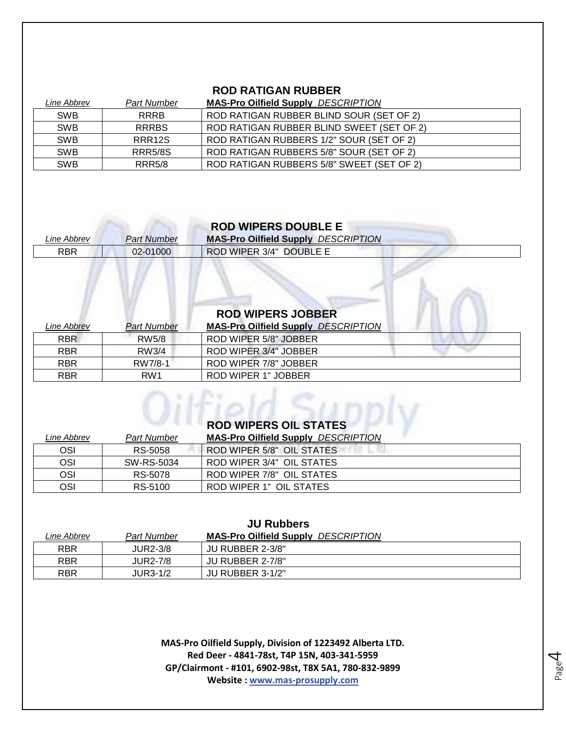## ROD RATIGAN RUBBER

| *Line Abbrev* | *Part Number* | **MAS-Pro Oilfield Supply** *DESCRIPTION* |
|---|---|---|
| SWB | RRRB | ROD RATIGAN RUBBER BLIND SOUR (SET OF 2) |
| SWB | RRRBS | ROD RATIGAN RUBBER BLIND SWEET (SET OF 2) |
| SWB | RRR12S | ROD RATIGAN RUBBERS 1/2" SOUR (SET OF 2) |
| SWB | RRR5/8S | ROD RATIGAN RUBBERS 5/8" SOUR (SET OF 2) |
| SWB | RRR5/8 | ROD RATIGAN RUBBERS 5/8" SWEET (SET OF 2) |

## ROD WIPERS DOUBLE E

| *Line Abbrev* | *Part Number* | **MAS-Pro Oilfield Supply** *DESCRIPTION* |
|---|---|---|
| RBR | 02-01000 | ROD WIPER 3/4" DOUBLE E |

## ROD WIPERS JOBBER

| *Line Abbrev* | *Part Number* | **MAS-Pro Oilfield Supply** *DESCRIPTION* |
|---|---|---|
| RBR | RW5/8 | ROD WIPER 5/8" JOBBER |
| RBR | RW3/4 | ROD WIPER 3/4" JOBBER |
| RBR | RW7/8-1 | ROD WIPER 7/8" JOBBER |
| RBR | RW1 | ROD WIPER 1" JOBBER |

## ROD WIPERS OIL STATES

| *Line Abbrev* | *Part Number* | **MAS-Pro Oilfield Supply** *DESCRIPTION* |
|---|---|---|
| OSI | RS-5058 | ROD WIPER 5/8" OIL STATES |
| OSI | SW-RS-5034 | ROD WIPER 3/4" OIL STATES |
| OSI | RS-5078 | ROD WIPER 7/8" OIL STATES |
| OSI | RS-5100 | ROD WIPER 1" OIL STATES |

## JU Rubbers

| *Line Abbrev* | *Part Number* | **MAS-Pro Oilfield Supply** *DESCRIPTION* |
|---|---|---|
| RBR | JUR2-3/8 | JU RUBBER 2-3/8" |
| RBR | JUR2-7/8 | JU RUBBER 2-7/8" |
| RBR | JUR3-1/2 | JU RUBBER 3-1/2" |

**MAS-Pro Oilfield Supply, Division of 1223492 Alberta LTD.**
**Red Deer - 4841-78st, T4P 15N, 403-341-5959**
**GP/Clairmont - #101, 6902-98st, T8X 5A1, 780-832-9899**
**Website : www.mas-prosupply.com**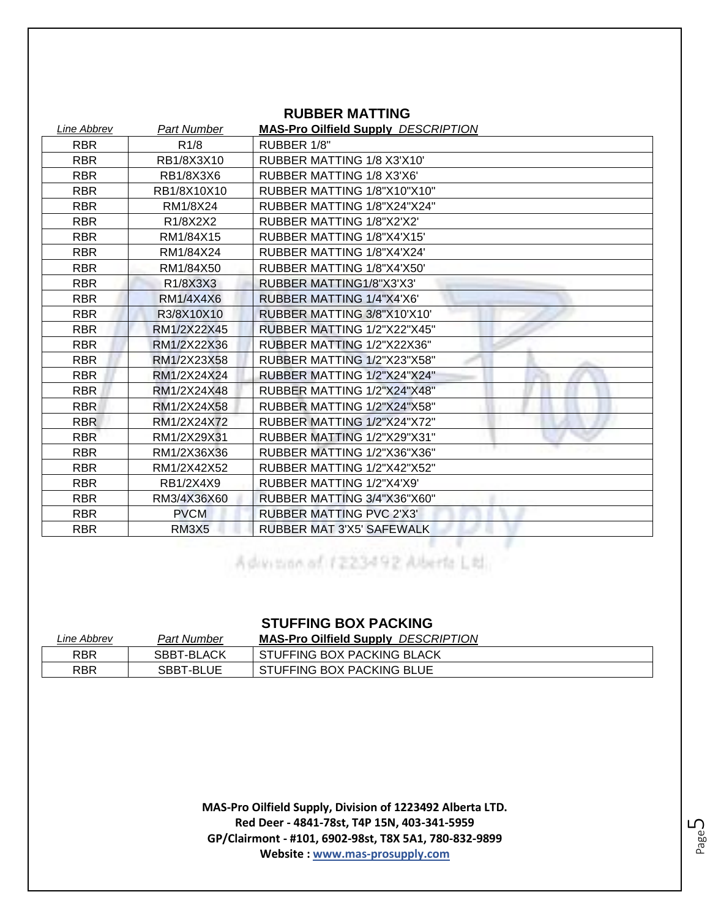## RUBBER MATTING

| *Line Abbrev* | *Part Number* | **MAS-Pro Oilfield Supply** *DESCRIPTION* |
|---|---|---|
| RBR | R1/8 | RUBBER 1/8" |
| RBR | RB1/8X3X10 | RUBBER MATTING 1/8 X3'X10' |
| RBR | RB1/8X3X6 | RUBBER MATTING 1/8 X3'X6' |
| RBR | RB1/8X10X10 | RUBBER MATTING 1/8"X10"X10" |
| RBR | RM1/8X24 | RUBBER MATTING 1/8"X24"X24" |
| RBR | R1/8X2X2 | RUBBER MATTING 1/8"X2'X2' |
| RBR | RM1/84X15 | RUBBER MATTING 1/8"X4'X15' |
| RBR | RM1/84X24 | RUBBER MATTING 1/8"X4'X24' |
| RBR | RM1/84X50 | RUBBER MATTING 1/8"X4'X50' |
| RBR | R1/8X3X3 | RUBBER MATTING1/8"X3'X3' |
| RBR | RM1/4X4X6 | RUBBER MATTING 1/4"X4'X6' |
| RBR | R3/8X10X10 | RUBBER MATTING 3/8"X10'X10' |
| RBR | RM1/2X22X45 | RUBBER MATTING 1/2"X22"X45" |
| RBR | RM1/2X22X36 | RUBBER MATTING 1/2"X22X36" |
| RBR | RM1/2X23X58 | RUBBER MATTING 1/2"X23"X58" |
| RBR | RM1/2X24X24 | RUBBER MATTING 1/2"X24"X24" |
| RBR | RM1/2X24X48 | RUBBER MATTING 1/2"X24"X48" |
| RBR | RM1/2X24X58 | RUBBER MATTING 1/2"X24"X58" |
| RBR | RM1/2X24X72 | RUBBER MATTING 1/2"X24"X72" |
| RBR | RM1/2X29X31 | RUBBER MATTING 1/2"X29"X31" |
| RBR | RM1/2X36X36 | RUBBER MATTING 1/2"X36"X36" |
| RBR | RM1/2X42X52 | RUBBER MATTING 1/2"X42"X52" |
| RBR | RB1/2X4X9 | RUBBER MATTING 1/2"X4'X9' |
| RBR | RM3/4X36X60 | RUBBER MATTING 3/4"X36"X60" |
| RBR | PVCM | RUBBER MATTING PVC 2'X3' |
| RBR | RM3X5 | RUBBER MAT 3'X5' SAFEWALK |

## STUFFING BOX PACKING

| *Line Abbrev* | *Part Number* | **MAS-Pro Oilfield Supply** *DESCRIPTION* |
|---|---|---|
| RBR | SBBT-BLACK | STUFFING BOX PACKING BLACK |
| RBR | SBBT-BLUE | STUFFING BOX PACKING BLUE |

**MAS-Pro Oilfield Supply, Division of 1223492 Alberta LTD.**
**Red Deer - 4841-78st, T4P 15N, 403-341-5959**
**GP/Clairmont - #101, 6902-98st, T8X 5A1, 780-832-9899**
**Website : www.mas-prosupply.com**